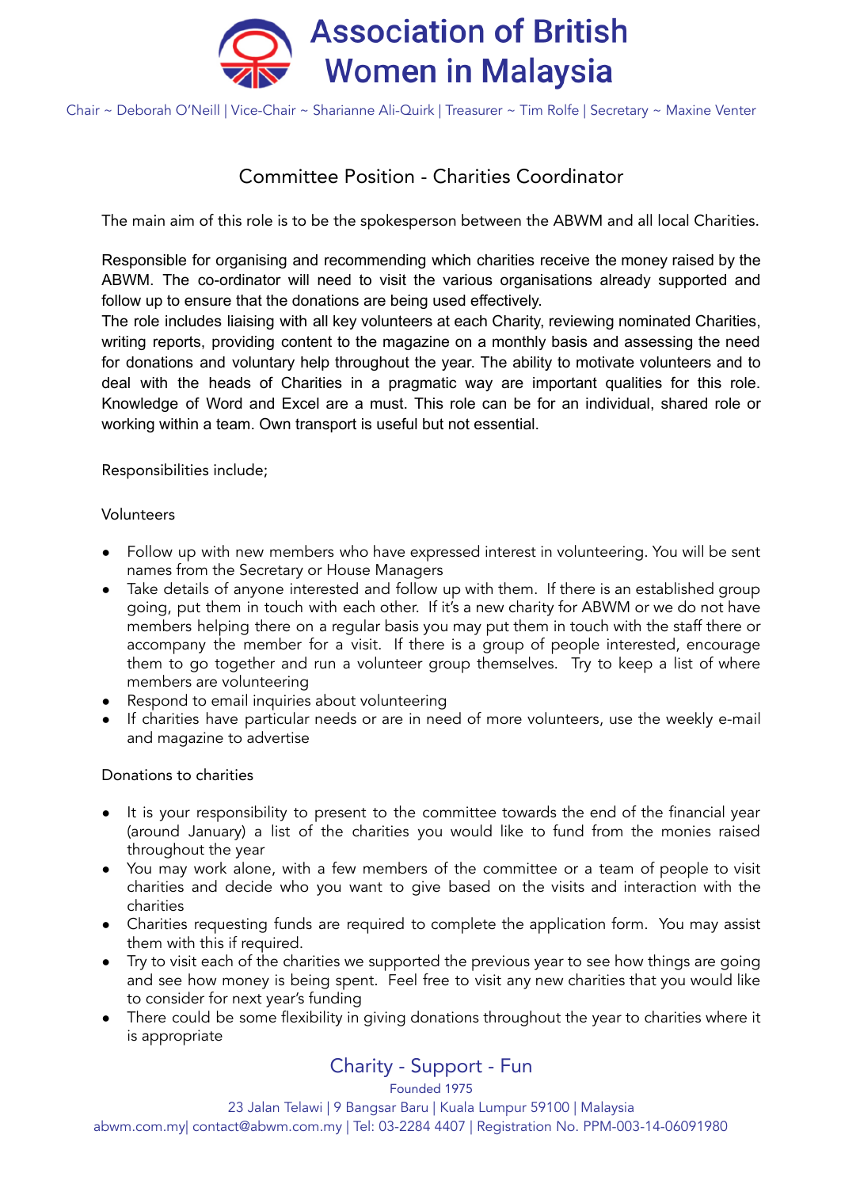# Association of British Women in Malaysia

Chair ~ Deborah O'Neill | Vice-Chair ~ Sharianne Ali-Quirk | Treasurer ~ Tim Rolfe | Secretary ~ Maxine Venter

## Committee Position - Charities Coordinator

The main aim of this role is to be the spokesperson between the ABWM and all local Charities.

Responsible for organising and recommending which charities receive the money raised by the ABWM. The co-ordinator will need to visit the various organisations already supported and follow up to ensure that the donations are being used effectively.
The role includes liaising with all key volunteers at each Charity, reviewing nominated Charities, writing reports, providing content to the magazine on a monthly basis and assessing the need for donations and voluntary help throughout the year. The ability to motivate volunteers and to deal with the heads of Charities in a pragmatic way are important qualities for this role. Knowledge of Word and Excel are a must. This role can be for an individual, shared role or working within a team. Own transport is useful but not essential.

Responsibilities include;

Volunteers

- Follow up with new members who have expressed interest in volunteering. You will be sent names from the Secretary or House Managers
- Take details of anyone interested and follow up with them. If there is an established group going, put them in touch with each other. If it's a new charity for ABWM or we do not have members helping there on a regular basis you may put them in touch with the staff there or accompany the member for a visit. If there is a group of people interested, encourage them to go together and run a volunteer group themselves. Try to keep a list of where members are volunteering
- Respond to email inquiries about volunteering
- If charities have particular needs or are in need of more volunteers, use the weekly e-mail and magazine to advertise

Donations to charities

- It is your responsibility to present to the committee towards the end of the financial year (around January) a list of the charities you would like to fund from the monies raised throughout the year
- You may work alone, with a few members of the committee or a team of people to visit charities and decide who you want to give based on the visits and interaction with the charities
- Charities requesting funds are required to complete the application form. You may assist them with this if required.
- Try to visit each of the charities we supported the previous year to see how things are going and see how money is being spent. Feel free to visit any new charities that you would like to consider for next year's funding
- There could be some flexibility in giving donations throughout the year to charities where it is appropriate

Charity - Support - Fun

Founded 1975

23 Jalan Telawi | 9 Bangsar Baru | Kuala Lumpur 59100 | Malaysia
abwm.com.my| contact@abwm.com.my | Tel: 03-2284 4407 | Registration No. PPM-003-14-06091980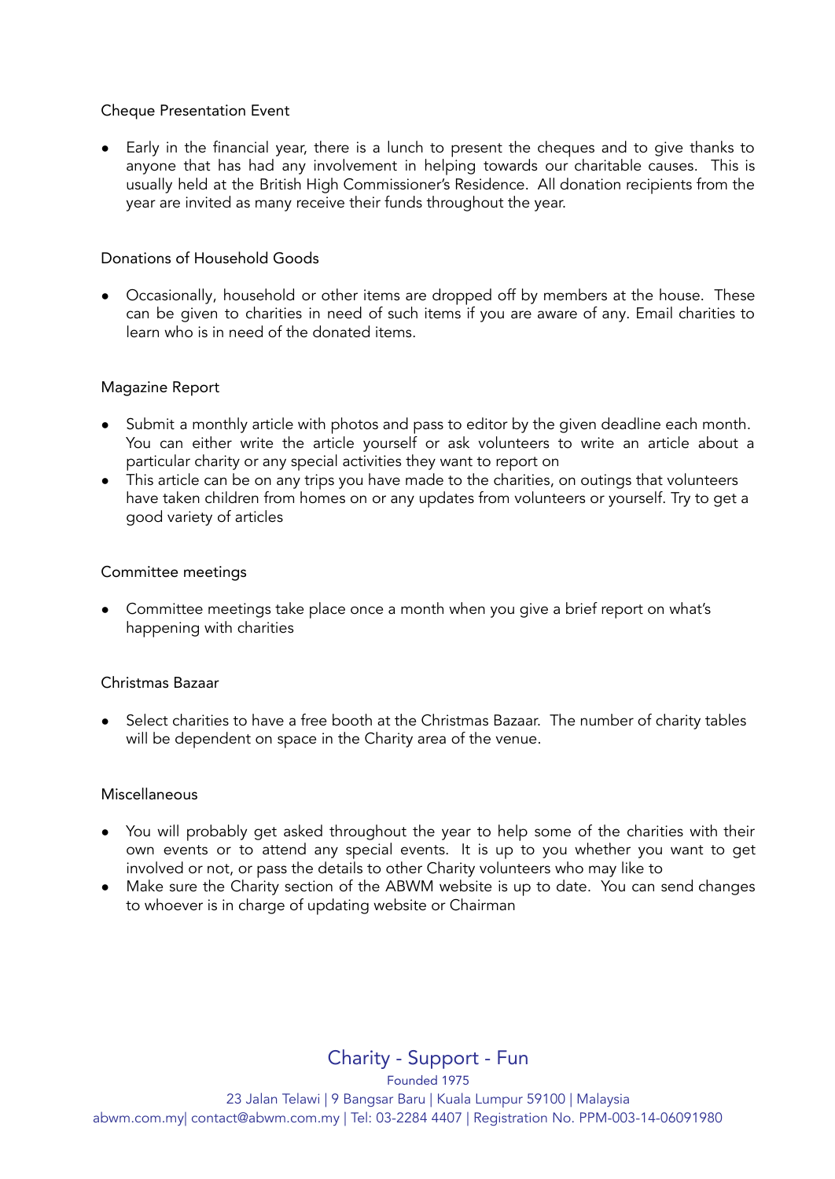Cheque Presentation Event

- Early in the financial year, there is a lunch to present the cheques and to give thanks to anyone that has had any involvement in helping towards our charitable causes. This is usually held at the British High Commissioner's Residence. All donation recipients from the year are invited as many receive their funds throughout the year.

Donations of Household Goods

- Occasionally, household or other items are dropped off by members at the house. These can be given to charities in need of such items if you are aware of any. Email charities to learn who is in need of the donated items.

Magazine Report

- Submit a monthly article with photos and pass to editor by the given deadline each month. You can either write the article yourself or ask volunteers to write an article about a particular charity or any special activities they want to report on
- This article can be on any trips you have made to the charities, on outings that volunteers have taken children from homes on or any updates from volunteers or yourself. Try to get a good variety of articles

Committee meetings

- Committee meetings take place once a month when you give a brief report on what's happening with charities

Christmas Bazaar

- Select charities to have a free booth at the Christmas Bazaar. The number of charity tables will be dependent on space in the Charity area of the venue.

Miscellaneous

- You will probably get asked throughout the year to help some of the charities with their own events or to attend any special events. It is up to you whether you want to get involved or not, or pass the details to other Charity volunteers who may like to
- Make sure the Charity section of the ABWM website is up to date. You can send changes to whoever is in charge of updating website or Chairman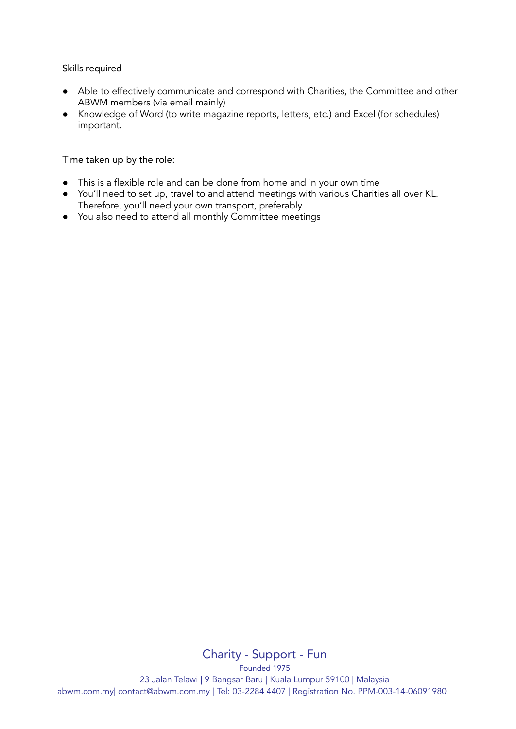Skills required

- Able to effectively communicate and correspond with Charities, the Committee and other ABWM members (via email mainly)
- Knowledge of Word (to write magazine reports, letters, etc.) and Excel (for schedules) important.

Time taken up by the role:

- This is a flexible role and can be done from home and in your own time
- You'll need to set up, travel to and attend meetings with various Charities all over KL. Therefore, you'll need your own transport, preferably
- You also need to attend all monthly Committee meetings